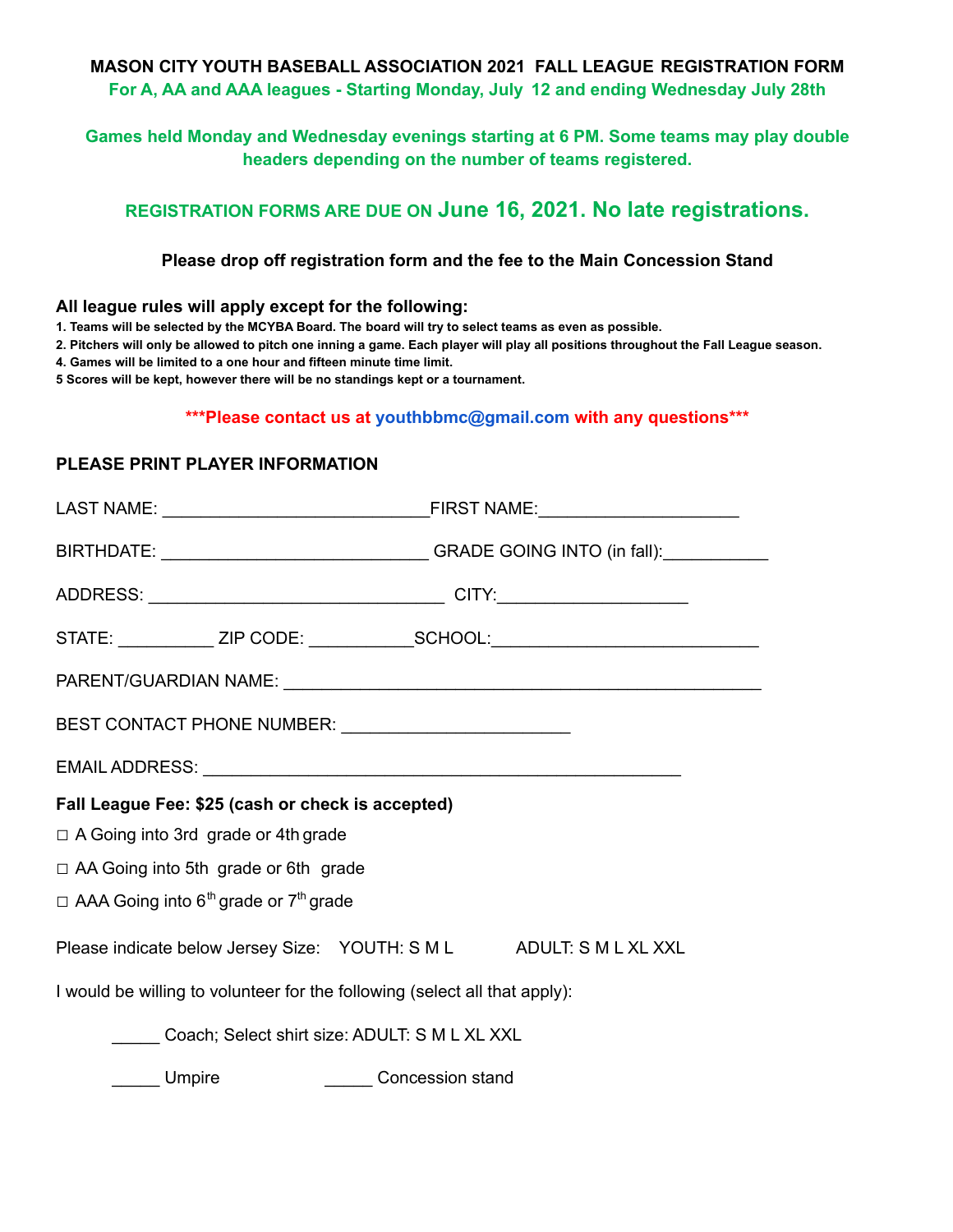# MASON CITY YOUTH BASEBALL ASSOCIATION 2021 FALL LEAGUE REGISTRATION FORM

**For A, AA and AAA leagues - Starting Monday, July 12 and ending Wednesday July 28th**

**Games held Monday and Wednesday evenings starting at 6 PM. Some teams may play double headers depending on the number of teams registered.**

**REGISTRATION FORMS ARE DUE ON June 16, 2021. No late registrations.**

**Please drop off registration form and the fee to the Main Concession Stand**

### All league rules will apply except for the following:

1. **Teams will be selected by the MCYBA Board. The board will try to select teams as even as possible.**
2. **Pitchers will only be allowed to pitch one inning a game. Each player will play all positions throughout the Fall League season.**
4. **Games will be limited to a one hour and fifteen minute time limit.**
5 **Scores will be kept, however there will be no standings kept or a tournament.**

**\*\*\*Please contact us at youthbbmc@gmail.com with any questions\*\*\***

### PLEASE PRINT PLAYER INFORMATION

LAST NAME: ___________________________FIRST NAME:____________________

BIRTHDATE: ___________________________ GRADE GOING INTO (in fall):___________

ADDRESS: ______________________________ CITY:___________________

STATE: __________ ZIP CODE: ___________SCHOOL:___________________________

PARENT/GUARDIAN NAME: ________________________________________________

BEST CONTACT PHONE NUMBER: _______________________

EMAIL ADDRESS: ________________________________________________

**Fall League Fee: $25 (cash or check is accepted)**

□ A Going into 3rd grade or 4th grade

□ AA Going into 5th grade or 6th grade

□ AAA Going into 6th grade or 7th grade

Please indicate below Jersey Size: YOUTH: S M L ADULT: S M L XL XXL

I would be willing to volunteer for the following (select all that apply):

_____ Coach; Select shirt size: ADULT: S M L XL XXL

_____ Umpire _____ Concession stand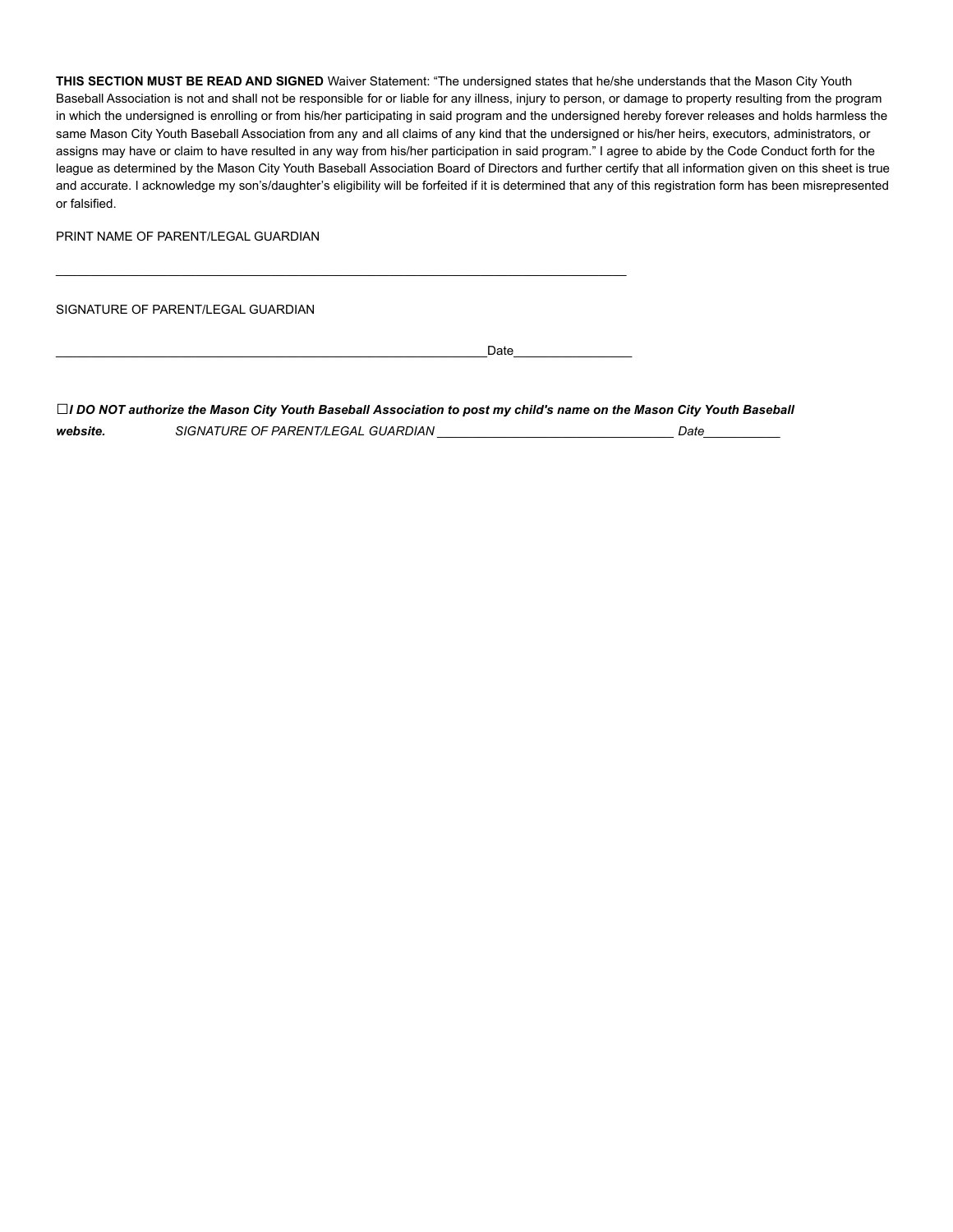**THIS SECTION MUST BE READ AND SIGNED** Waiver Statement: "The undersigned states that he/she understands that the Mason City Youth Baseball Association is not and shall not be responsible for or liable for any illness, injury to person, or damage to property resulting from the program in which the undersigned is enrolling or from his/her participating in said program and the undersigned hereby forever releases and holds harmless the same Mason City Youth Baseball Association from any and all claims of any kind that the undersigned or his/her heirs, executors, administrators, or assigns may have or claim to have resulted in any way from his/her participation in said program." I agree to abide by the Code Conduct forth for the league as determined by the Mason City Youth Baseball Association Board of Directors and further certify that all information given on this sheet is true and accurate. I acknowledge my son's/daughter's eligibility will be forfeited if it is determined that any of this registration form has been misrepresented or falsified.

PRINT NAME OF PARENT/LEGAL GUARDIAN

_______________________________________________________________________________

SIGNATURE OF PARENT/LEGAL GUARDIAN

____________________________________________________________Date________________

☐***I DO NOT authorize the Mason City Youth Baseball Association to post my child's name on the Mason City Youth Baseball website.*** *SIGNATURE OF PARENT/LEGAL GUARDIAN* _________________________________ *Date*__________